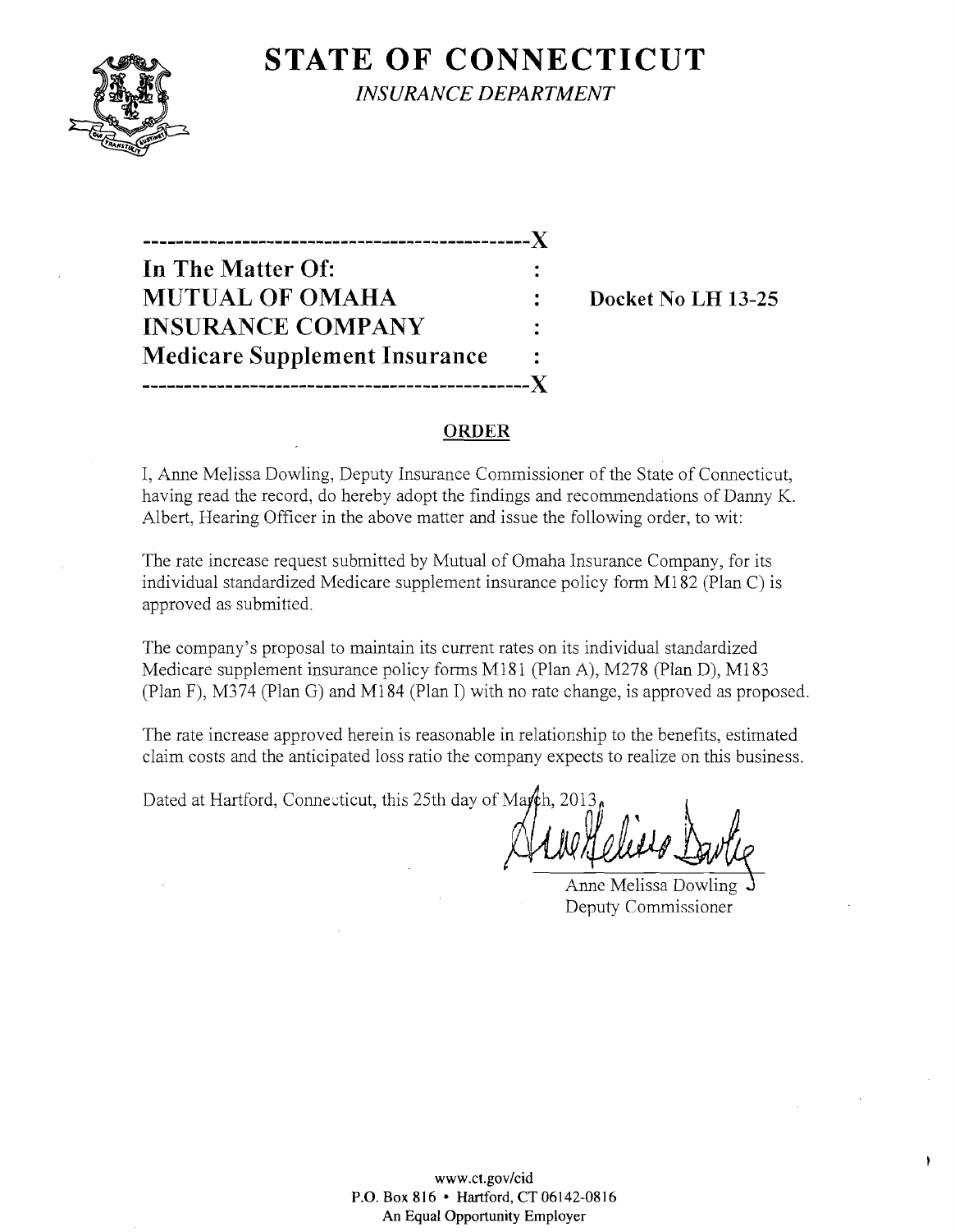# STATE OF CONNECTICUT

*INSURANCE DEPARTMENT*

---------------------------------------------X

**In The Matter Of:** :

**MUTUAL OF OMAHA** : **Docket No LH 13-25**

**INSURANCE COMPANY** :

**Medicare Supplement Insurance** :

---------------------------------------------X

## ORDER

I, Anne Melissa Dowling, Deputy Insurance Commissioner of the State of Connecticut, having read the record, do hereby adopt the findings and recommendations of Danny K. Albert, Hearing Officer in the above matter and issue the following order, to wit:

The rate increase request submitted by Mutual of Omaha Insurance Company, for its individual standardized Medicare supplement insurance policy form M182 (Plan C) is approved as submitted.

The company's proposal to maintain its current rates on its individual standardized Medicare supplement insurance policy forms M181 (Plan A), M278 (Plan D), M183 (Plan F), M374 (Plan G) and M184 (Plan I) with no rate change, is approved as proposed.

The rate increase approved herein is reasonable in relationship to the benefits, estimated claim costs and the anticipated loss ratio the company expects to realize on this business.

Dated at Hartford, Connecticut, this 25th day of March, 2013.

Anne Melissa Dowling
Deputy Commissioner

www.ct.gov/cid
P.O. Box 816 • Hartford, CT 06142-0816
An Equal Opportunity Employer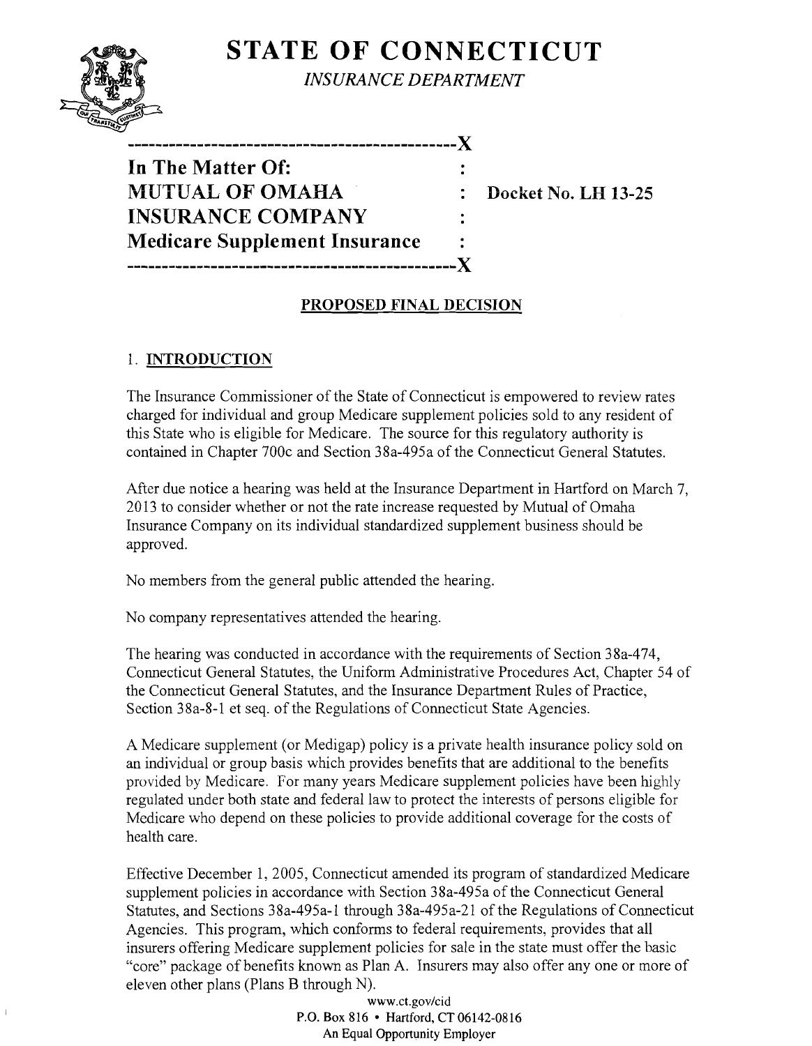# STATE OF CONNECTICUT

*INSURANCE DEPARTMENT*

```
----------------------------------------------X
In The Matter Of:                              :
MUTUAL OF OMAHA                                :   Docket No. LH 13-25
INSURANCE COMPANY                              :
Medicare Supplement Insurance                  :
----------------------------------------------X
```

## PROPOSED FINAL DECISION

### 1. INTRODUCTION

The Insurance Commissioner of the State of Connecticut is empowered to review rates charged for individual and group Medicare supplement policies sold to any resident of this State who is eligible for Medicare. The source for this regulatory authority is contained in Chapter 700c and Section 38a-495a of the Connecticut General Statutes.

After due notice a hearing was held at the Insurance Department in Hartford on March 7, 2013 to consider whether or not the rate increase requested by Mutual of Omaha Insurance Company on its individual standardized supplement business should be approved.

No members from the general public attended the hearing.

No company representatives attended the hearing.

The hearing was conducted in accordance with the requirements of Section 38a-474, Connecticut General Statutes, the Uniform Administrative Procedures Act, Chapter 54 of the Connecticut General Statutes, and the Insurance Department Rules of Practice, Section 38a-8-1 et seq. of the Regulations of Connecticut State Agencies.

A Medicare supplement (or Medigap) policy is a private health insurance policy sold on an individual or group basis which provides benefits that are additional to the benefits provided by Medicare. For many years Medicare supplement policies have been highly regulated under both state and federal law to protect the interests of persons eligible for Medicare who depend on these policies to provide additional coverage for the costs of health care.

Effective December 1, 2005, Connecticut amended its program of standardized Medicare supplement policies in accordance with Section 38a-495a of the Connecticut General Statutes, and Sections 38a-495a-1 through 38a-495a-21 of the Regulations of Connecticut Agencies. This program, which conforms to federal requirements, provides that all insurers offering Medicare supplement policies for sale in the state must offer the basic "core" package of benefits known as Plan A. Insurers may also offer any one or more of eleven other plans (Plans B through N).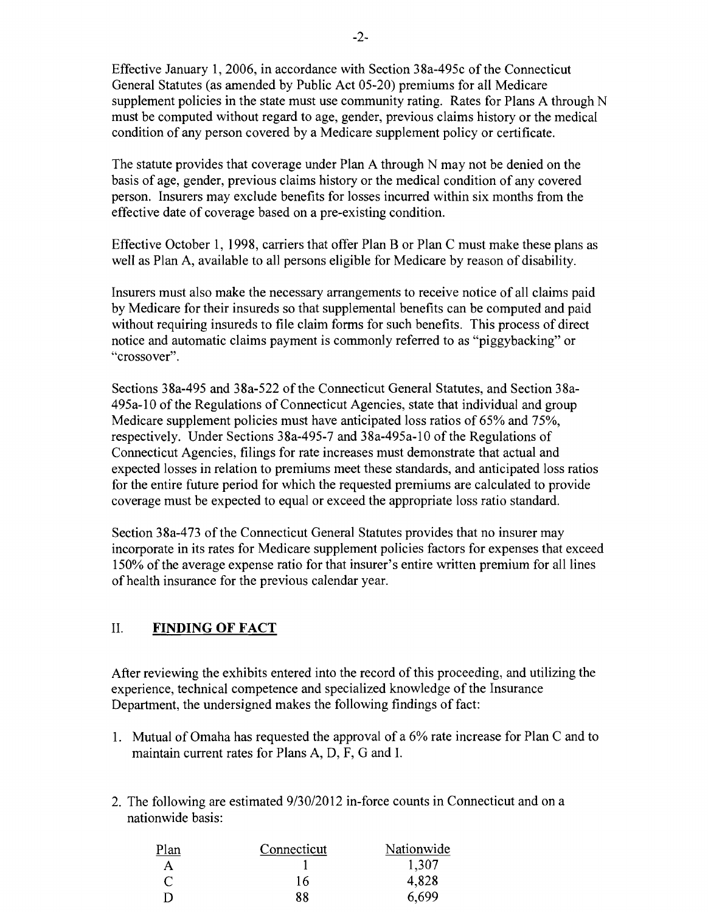Effective January 1, 2006, in accordance with Section 38a-495c of the Connecticut General Statutes (as amended by Public Act 05-20) premiums for all Medicare supplement policies in the state must use community rating. Rates for Plans A through N must be computed without regard to age, gender, previous claims history or the medical condition of any person covered by a Medicare supplement policy or certificate.

The statute provides that coverage under Plan A through N may not be denied on the basis of age, gender, previous claims history or the medical condition of any covered person. Insurers may exclude benefits for losses incurred within six months from the effective date of coverage based on a pre-existing condition.

Effective October 1, 1998, carriers that offer Plan B or Plan C must make these plans as well as Plan A, available to all persons eligible for Medicare by reason of disability.

Insurers must also make the necessary arrangements to receive notice of all claims paid by Medicare for their insureds so that supplemental benefits can be computed and paid without requiring insureds to file claim forms for such benefits. This process of direct notice and automatic claims payment is commonly referred to as "piggybacking" or "crossover".

Sections 38a-495 and 38a-522 of the Connecticut General Statutes, and Section 38a-495a-10 of the Regulations of Connecticut Agencies, state that individual and group Medicare supplement policies must have anticipated loss ratios of 65% and 75%, respectively. Under Sections 38a-495-7 and 38a-495a-10 of the Regulations of Connecticut Agencies, filings for rate increases must demonstrate that actual and expected losses in relation to premiums meet these standards, and anticipated loss ratios for the entire future period for which the requested premiums are calculated to provide coverage must be expected to equal or exceed the appropriate loss ratio standard.

Section 38a-473 of the Connecticut General Statutes provides that no insurer may incorporate in its rates for Medicare supplement policies factors for expenses that exceed 150% of the average expense ratio for that insurer's entire written premium for all lines of health insurance for the previous calendar year.

## II. FINDING OF FACT

After reviewing the exhibits entered into the record of this proceeding, and utilizing the experience, technical competence and specialized knowledge of the Insurance Department, the undersigned makes the following findings of fact:

1. Mutual of Omaha has requested the approval of a 6% rate increase for Plan C and to maintain current rates for Plans A, D, F, G and I.

2. The following are estimated 9/30/2012 in-force counts in Connecticut and on a nationwide basis:

| Plan | Connecticut | Nationwide |
|---|---|---|
| A | 1 | 1,307 |
| C | 16 | 4,828 |
| D | 88 | 6,699 |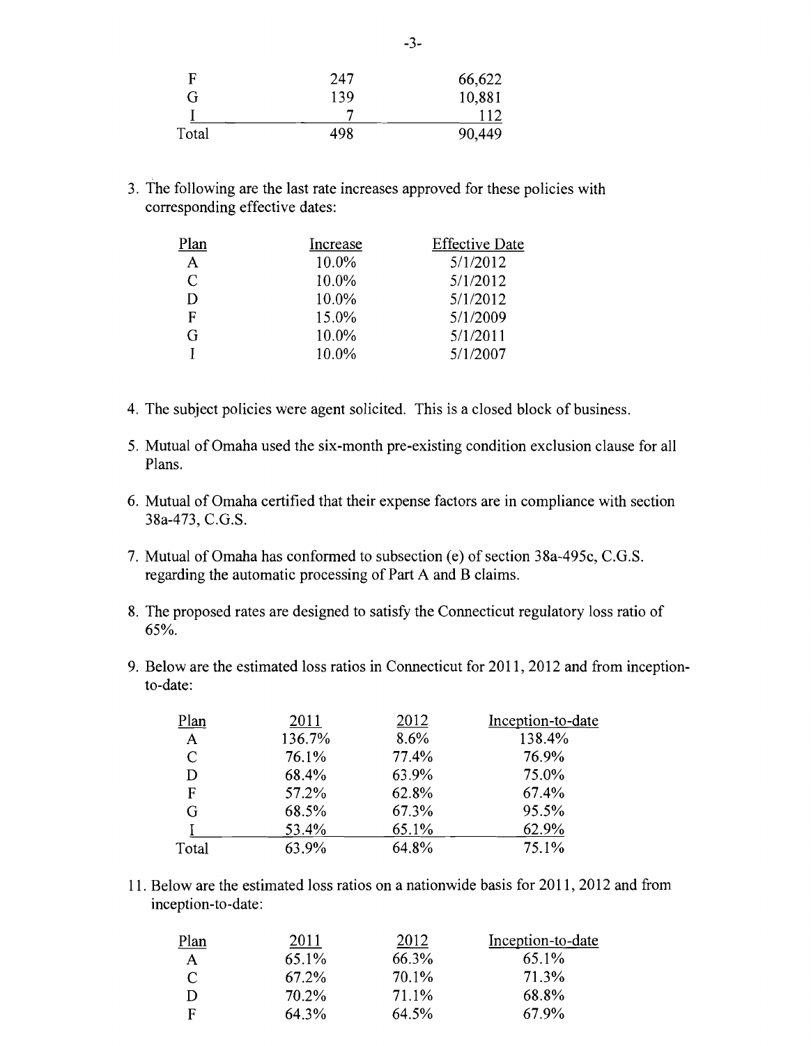| | | |
|---|---|---|
| F | 247 | 66,622 |
| G | 139 | 10,881 |
| I | 7 | 112 |
| Total | 498 | 90,449 |

3. The following are the last rate increases approved for these policies with corresponding effective dates:

| Plan | Increase | Effective Date |
|---|---|---|
| A | 10.0% | 5/1/2012 |
| C | 10.0% | 5/1/2012 |
| D | 10.0% | 5/1/2012 |
| F | 15.0% | 5/1/2009 |
| G | 10.0% | 5/1/2011 |
| I | 10.0% | 5/1/2007 |

4. The subject policies were agent solicited. This is a closed block of business.

5. Mutual of Omaha used the six-month pre-existing condition exclusion clause for all Plans.

6. Mutual of Omaha certified that their expense factors are in compliance with section 38a-473, C.G.S.

7. Mutual of Omaha has conformed to subsection (e) of section 38a-495c, C.G.S. regarding the automatic processing of Part A and B claims.

8. The proposed rates are designed to satisfy the Connecticut regulatory loss ratio of 65%.

9. Below are the estimated loss ratios in Connecticut for 2011, 2012 and from inception-to-date:

| Plan | 2011 | 2012 | Inception-to-date |
|---|---|---|---|
| A | 136.7% | 8.6% | 138.4% |
| C | 76.1% | 77.4% | 76.9% |
| D | 68.4% | 63.9% | 75.0% |
| F | 57.2% | 62.8% | 67.4% |
| G | 68.5% | 67.3% | 95.5% |
| I | 53.4% | 65.1% | 62.9% |
| Total | 63.9% | 64.8% | 75.1% |

11. Below are the estimated loss ratios on a nationwide basis for 2011, 2012 and from inception-to-date:

| Plan | 2011 | 2012 | Inception-to-date |
|---|---|---|---|
| A | 65.1% | 66.3% | 65.1% |
| C | 67.2% | 70.1% | 71.3% |
| D | 70.2% | 71.1% | 68.8% |
| F | 64.3% | 64.5% | 67.9% |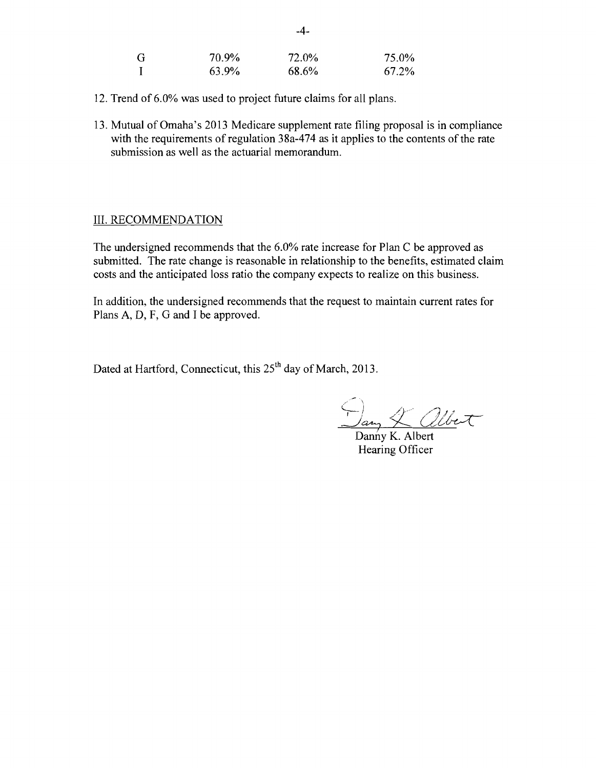| | | | |
|---|---|---|---|
| G | 70.9% | 72.0% | 75.0% |
| I | 63.9% | 68.6% | 67.2% |

12. Trend of 6.0% was used to project future claims for all plans.

13. Mutual of Omaha's 2013 Medicare supplement rate filing proposal is in compliance with the requirements of regulation 38a-474 as it applies to the contents of the rate submission as well as the actuarial memorandum.

## III. RECOMMENDATION

The undersigned recommends that the 6.0% rate increase for Plan C be approved as submitted. The rate change is reasonable in relationship to the benefits, estimated claim costs and the anticipated loss ratio the company expects to realize on this business.

In addition, the undersigned recommends that the request to maintain current rates for Plans A, D, F, G and I be approved.

Dated at Hartford, Connecticut, this 25th day of March, 2013.

Danny K. Albert
Hearing Officer